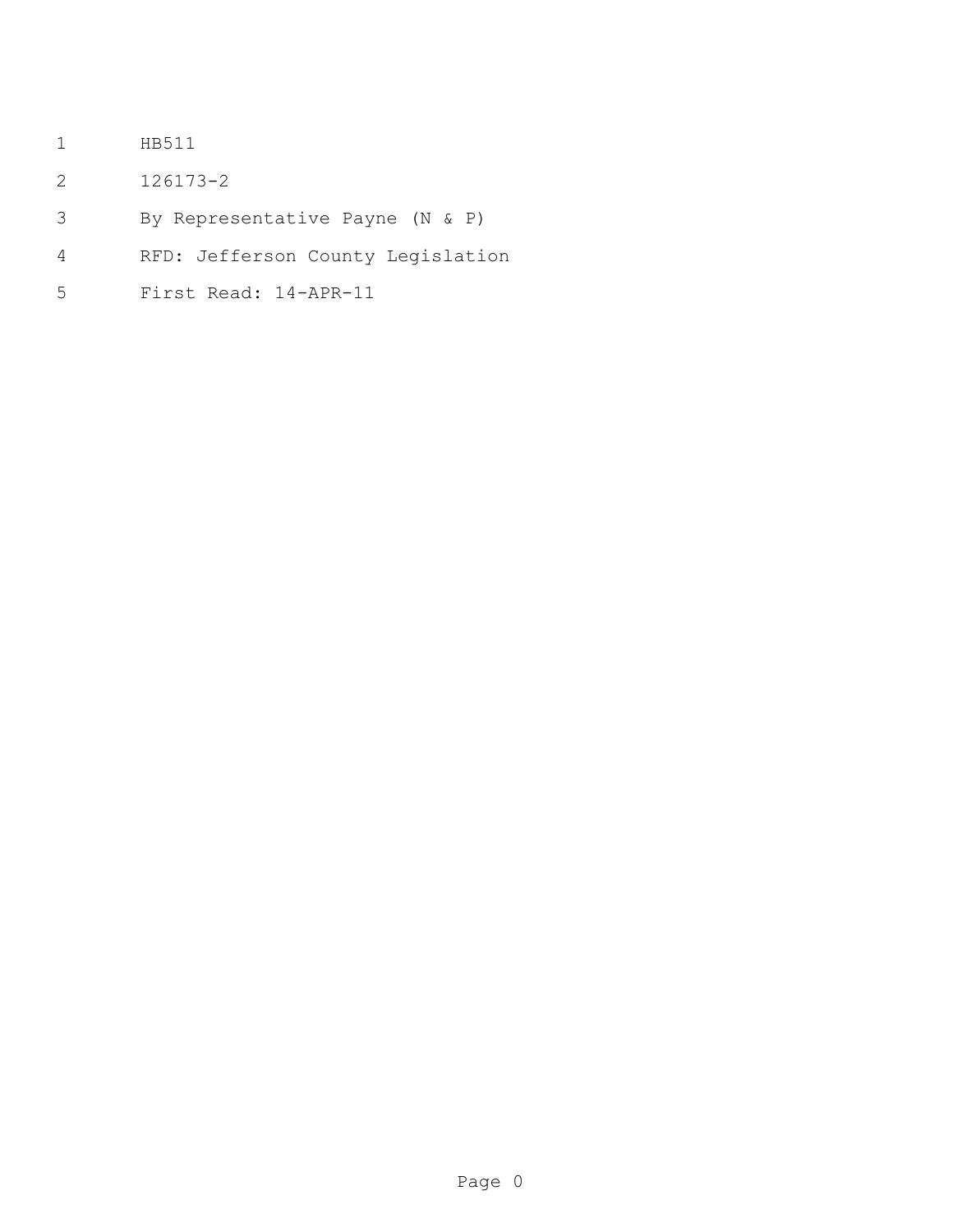HB511

126173-2

By Representative Payne (N & P)

RFD: Jefferson County Legislation

First Read: 14-APR-11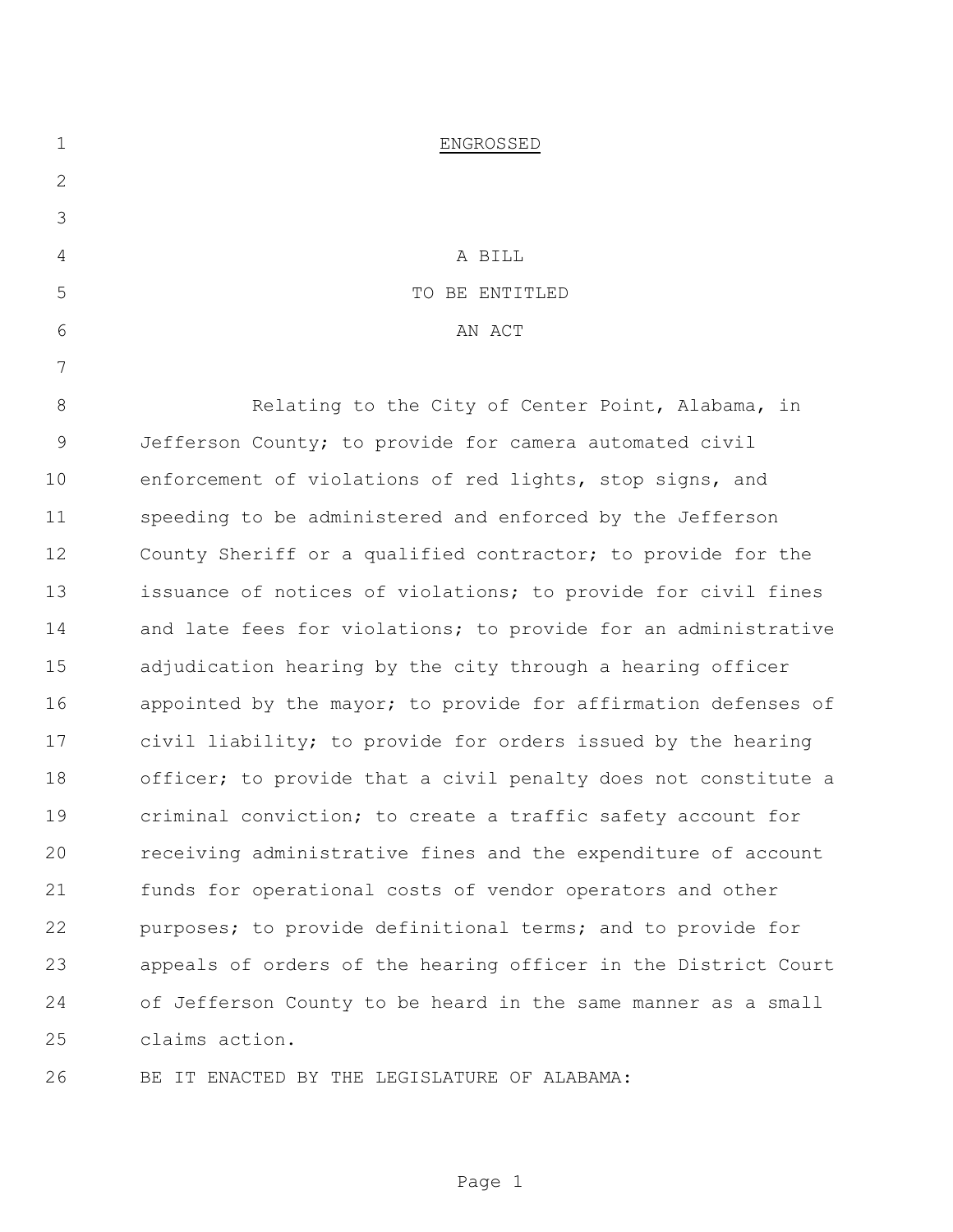ENGROSSED

A BILL

TO BE ENTITLED

AN ACT

Relating to the City of Center Point, Alabama, in Jefferson County; to provide for camera automated civil enforcement of violations of red lights, stop signs, and speeding to be administered and enforced by the Jefferson County Sheriff or a qualified contractor; to provide for the issuance of notices of violations; to provide for civil fines and late fees for violations; to provide for an administrative adjudication hearing by the city through a hearing officer appointed by the mayor; to provide for affirmation defenses of civil liability; to provide for orders issued by the hearing officer; to provide that a civil penalty does not constitute a criminal conviction; to create a traffic safety account for receiving administrative fines and the expenditure of account funds for operational costs of vendor operators and other purposes; to provide definitional terms; and to provide for appeals of orders of the hearing officer in the District Court of Jefferson County to be heard in the same manner as a small claims action.

BE IT ENACTED BY THE LEGISLATURE OF ALABAMA: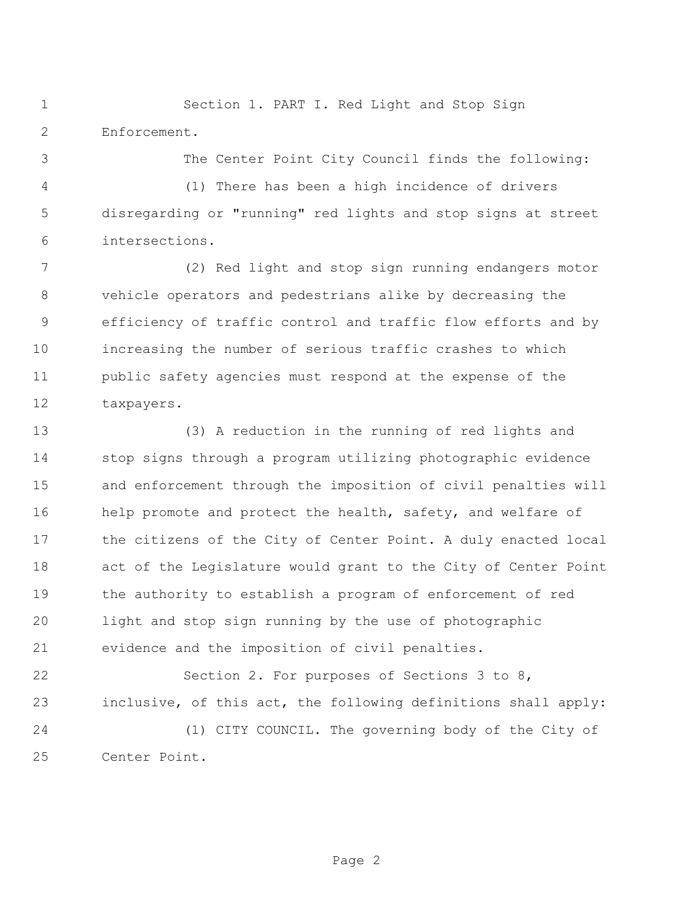Section 1. PART I. Red Light and Stop Sign Enforcement.

The Center Point City Council finds the following:

(1) There has been a high incidence of drivers disregarding or "running" red lights and stop signs at street intersections.

(2) Red light and stop sign running endangers motor vehicle operators and pedestrians alike by decreasing the efficiency of traffic control and traffic flow efforts and by increasing the number of serious traffic crashes to which public safety agencies must respond at the expense of the taxpayers.

(3) A reduction in the running of red lights and stop signs through a program utilizing photographic evidence and enforcement through the imposition of civil penalties will help promote and protect the health, safety, and welfare of the citizens of the City of Center Point. A duly enacted local act of the Legislature would grant to the City of Center Point the authority to establish a program of enforcement of red light and stop sign running by the use of photographic evidence and the imposition of civil penalties.

Section 2. For purposes of Sections 3 to 8, inclusive, of this act, the following definitions shall apply:

(1) CITY COUNCIL. The governing body of the City of Center Point.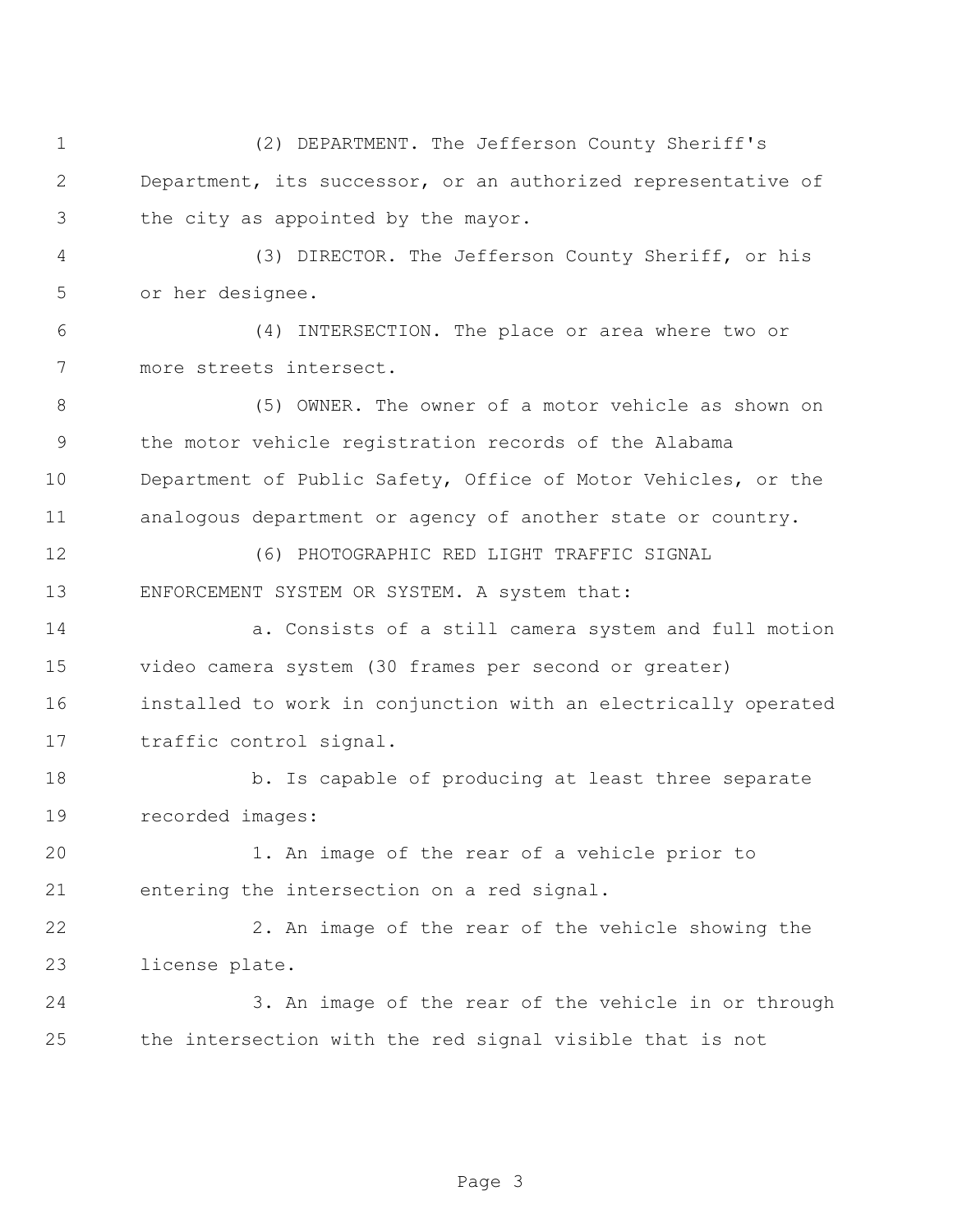(2) DEPARTMENT. The Jefferson County Sheriff's Department, its successor, or an authorized representative of the city as appointed by the mayor.

(3) DIRECTOR. The Jefferson County Sheriff, or his or her designee.

(4) INTERSECTION. The place or area where two or more streets intersect.

(5) OWNER. The owner of a motor vehicle as shown on the motor vehicle registration records of the Alabama Department of Public Safety, Office of Motor Vehicles, or the analogous department or agency of another state or country.

(6) PHOTOGRAPHIC RED LIGHT TRAFFIC SIGNAL ENFORCEMENT SYSTEM OR SYSTEM. A system that:

a. Consists of a still camera system and full motion video camera system (30 frames per second or greater) installed to work in conjunction with an electrically operated traffic control signal.

b. Is capable of producing at least three separate recorded images:

1. An image of the rear of a vehicle prior to entering the intersection on a red signal.

2. An image of the rear of the vehicle showing the license plate.

3. An image of the rear of the vehicle in or through the intersection with the red signal visible that is not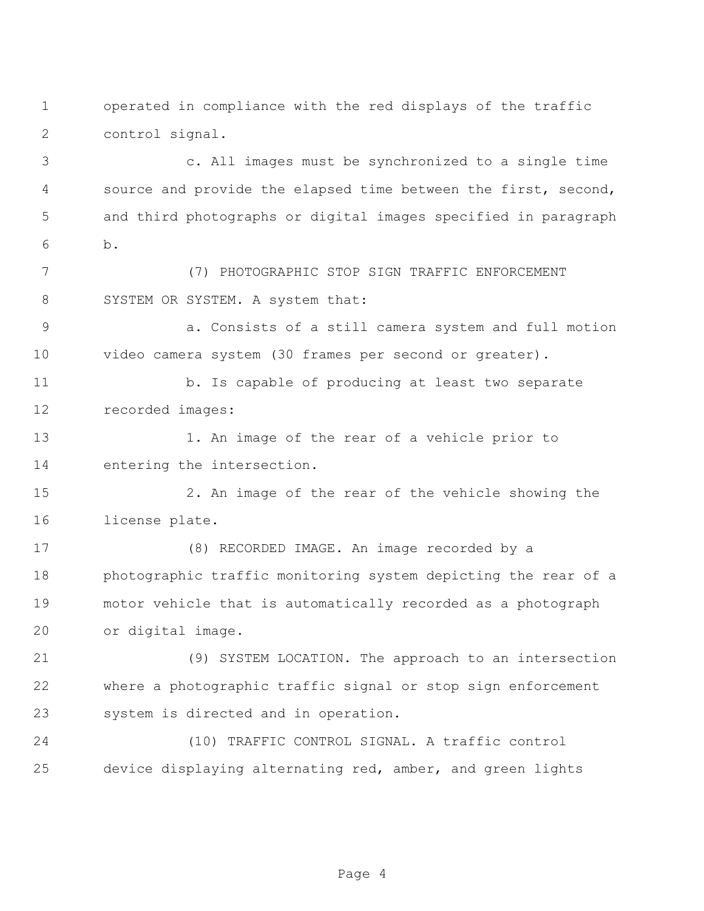operated in compliance with the red displays of the traffic control signal.

c. All images must be synchronized to a single time source and provide the elapsed time between the first, second, and third photographs or digital images specified in paragraph b.

(7) PHOTOGRAPHIC STOP SIGN TRAFFIC ENFORCEMENT SYSTEM OR SYSTEM. A system that:

a. Consists of a still camera system and full motion video camera system (30 frames per second or greater).

b. Is capable of producing at least two separate recorded images:

1. An image of the rear of a vehicle prior to entering the intersection.

2. An image of the rear of the vehicle showing the license plate.

(8) RECORDED IMAGE. An image recorded by a photographic traffic monitoring system depicting the rear of a motor vehicle that is automatically recorded as a photograph or digital image.

(9) SYSTEM LOCATION. The approach to an intersection where a photographic traffic signal or stop sign enforcement system is directed and in operation.

(10) TRAFFIC CONTROL SIGNAL. A traffic control device displaying alternating red, amber, and green lights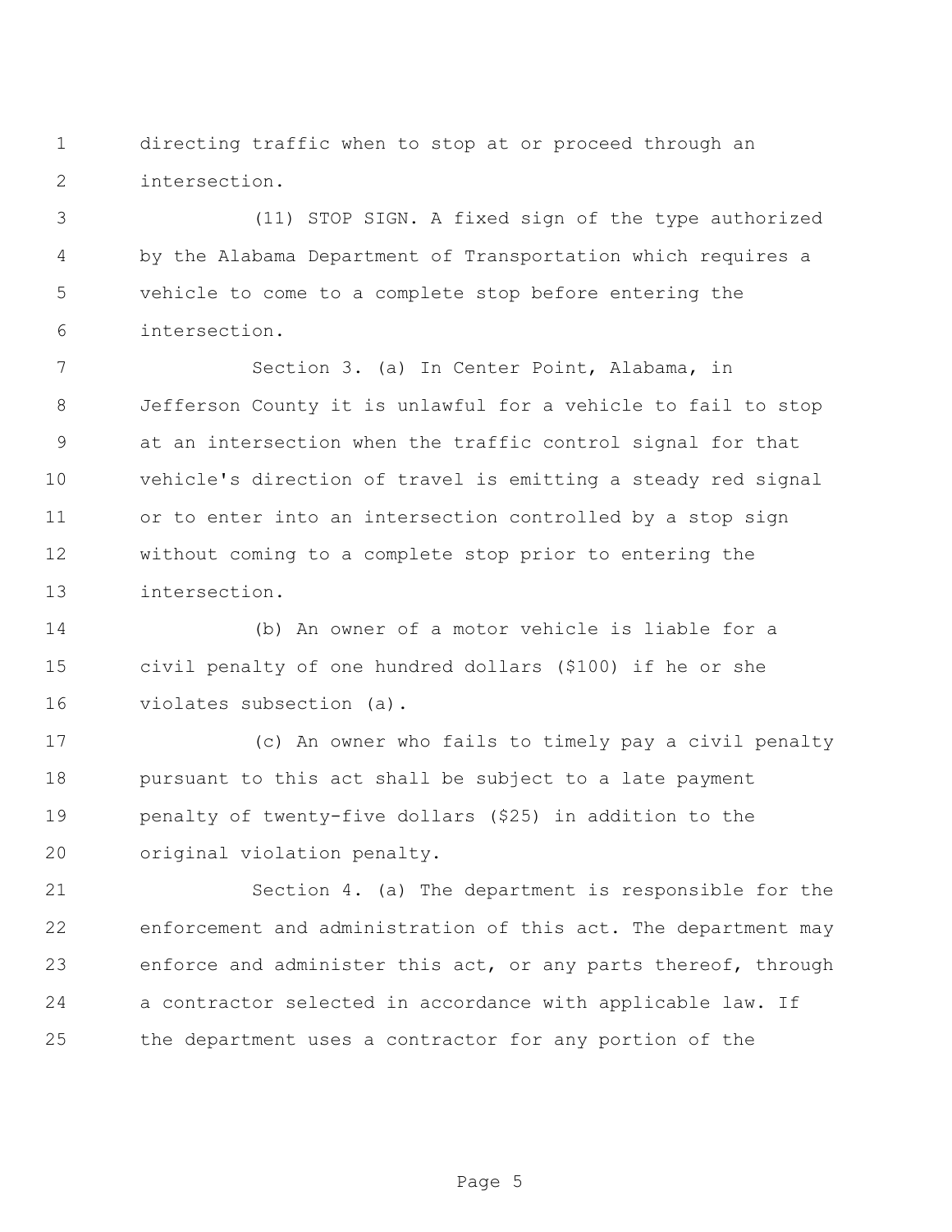directing traffic when to stop at or proceed through an intersection.

(11) STOP SIGN. A fixed sign of the type authorized by the Alabama Department of Transportation which requires a vehicle to come to a complete stop before entering the intersection.

Section 3. (a) In Center Point, Alabama, in Jefferson County it is unlawful for a vehicle to fail to stop at an intersection when the traffic control signal for that vehicle's direction of travel is emitting a steady red signal or to enter into an intersection controlled by a stop sign without coming to a complete stop prior to entering the intersection.

(b) An owner of a motor vehicle is liable for a civil penalty of one hundred dollars ($100) if he or she violates subsection (a).

(c) An owner who fails to timely pay a civil penalty pursuant to this act shall be subject to a late payment penalty of twenty-five dollars ($25) in addition to the original violation penalty.

Section 4. (a) The department is responsible for the enforcement and administration of this act. The department may enforce and administer this act, or any parts thereof, through a contractor selected in accordance with applicable law. If the department uses a contractor for any portion of the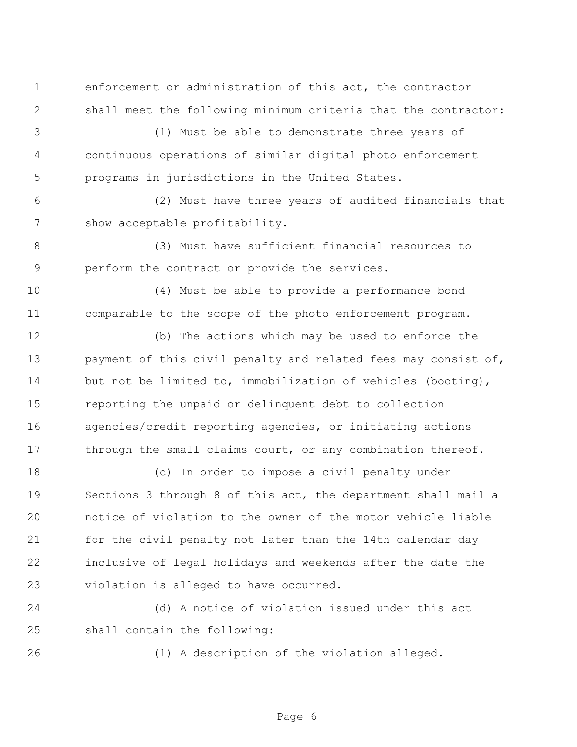enforcement or administration of this act, the contractor shall meet the following minimum criteria that the contractor:

(1) Must be able to demonstrate three years of continuous operations of similar digital photo enforcement programs in jurisdictions in the United States.

(2) Must have three years of audited financials that show acceptable profitability.

(3) Must have sufficient financial resources to perform the contract or provide the services.

(4) Must be able to provide a performance bond comparable to the scope of the photo enforcement program.

(b) The actions which may be used to enforce the payment of this civil penalty and related fees may consist of, but not be limited to, immobilization of vehicles (booting), reporting the unpaid or delinquent debt to collection agencies/credit reporting agencies, or initiating actions through the small claims court, or any combination thereof.

(c) In order to impose a civil penalty under Sections 3 through 8 of this act, the department shall mail a notice of violation to the owner of the motor vehicle liable for the civil penalty not later than the 14th calendar day inclusive of legal holidays and weekends after the date the violation is alleged to have occurred.

(d) A notice of violation issued under this act shall contain the following:

(1) A description of the violation alleged.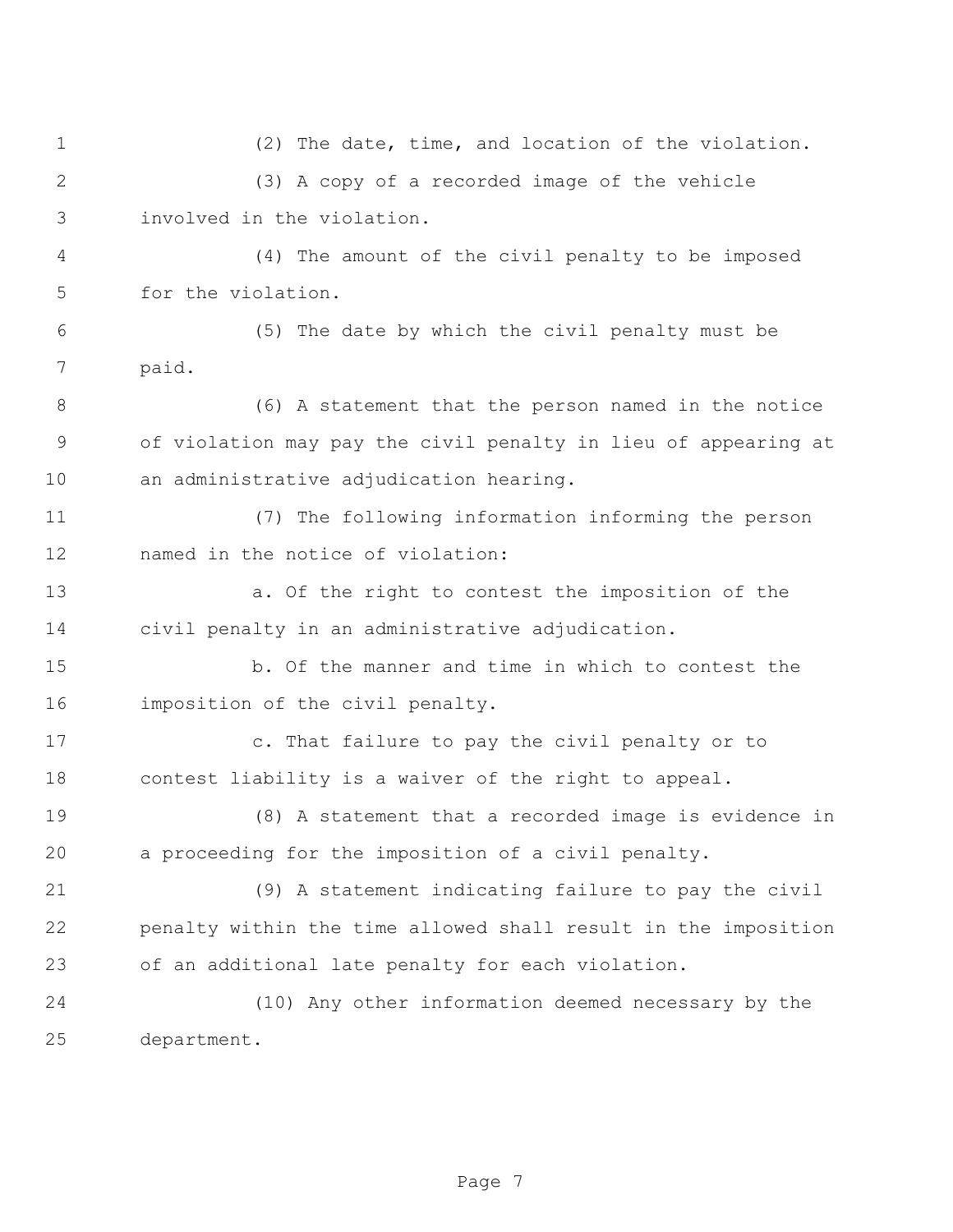(2) The date, time, and location of the violation.

(3) A copy of a recorded image of the vehicle involved in the violation.

(4) The amount of the civil penalty to be imposed for the violation.

(5) The date by which the civil penalty must be paid.

(6) A statement that the person named in the notice of violation may pay the civil penalty in lieu of appearing at an administrative adjudication hearing.

(7) The following information informing the person named in the notice of violation:

a. Of the right to contest the imposition of the civil penalty in an administrative adjudication.

b. Of the manner and time in which to contest the imposition of the civil penalty.

c. That failure to pay the civil penalty or to contest liability is a waiver of the right to appeal.

(8) A statement that a recorded image is evidence in a proceeding for the imposition of a civil penalty.

(9) A statement indicating failure to pay the civil penalty within the time allowed shall result in the imposition of an additional late penalty for each violation.

(10) Any other information deemed necessary by the department.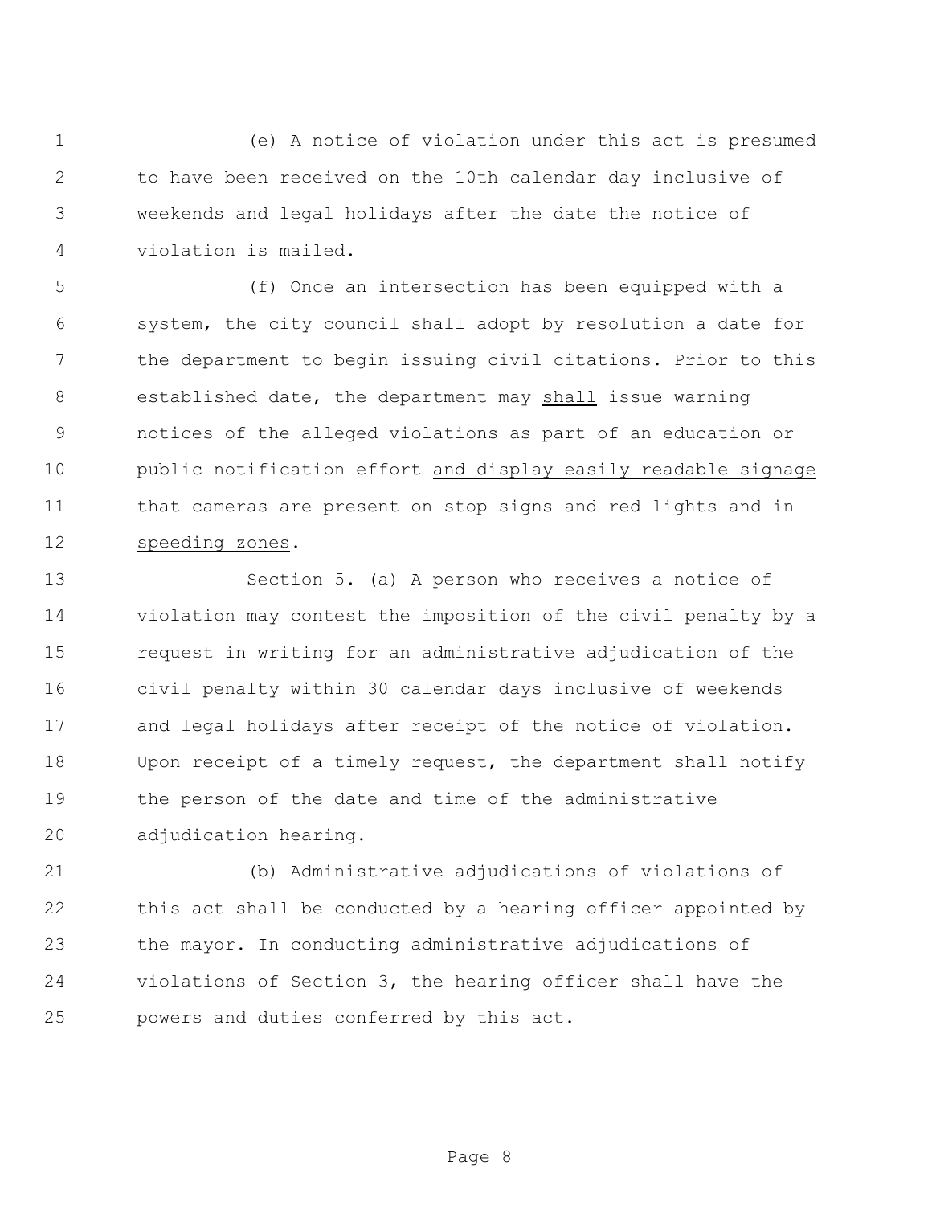(e) A notice of violation under this act is presumed to have been received on the 10th calendar day inclusive of weekends and legal holidays after the date the notice of violation is mailed.

(f) Once an intersection has been equipped with a system, the city council shall adopt by resolution a date for the department to begin issuing civil citations. Prior to this established date, the department ~~may~~ <u>shall</u> issue warning notices of the alleged violations as part of an education or public notification effort <u>and display easily readable signage that cameras are present on stop signs and red lights and in speeding zones</u>.

Section 5. (a) A person who receives a notice of violation may contest the imposition of the civil penalty by a request in writing for an administrative adjudication of the civil penalty within 30 calendar days inclusive of weekends and legal holidays after receipt of the notice of violation. Upon receipt of a timely request, the department shall notify the person of the date and time of the administrative adjudication hearing.

(b) Administrative adjudications of violations of this act shall be conducted by a hearing officer appointed by the mayor. In conducting administrative adjudications of violations of Section 3, the hearing officer shall have the powers and duties conferred by this act.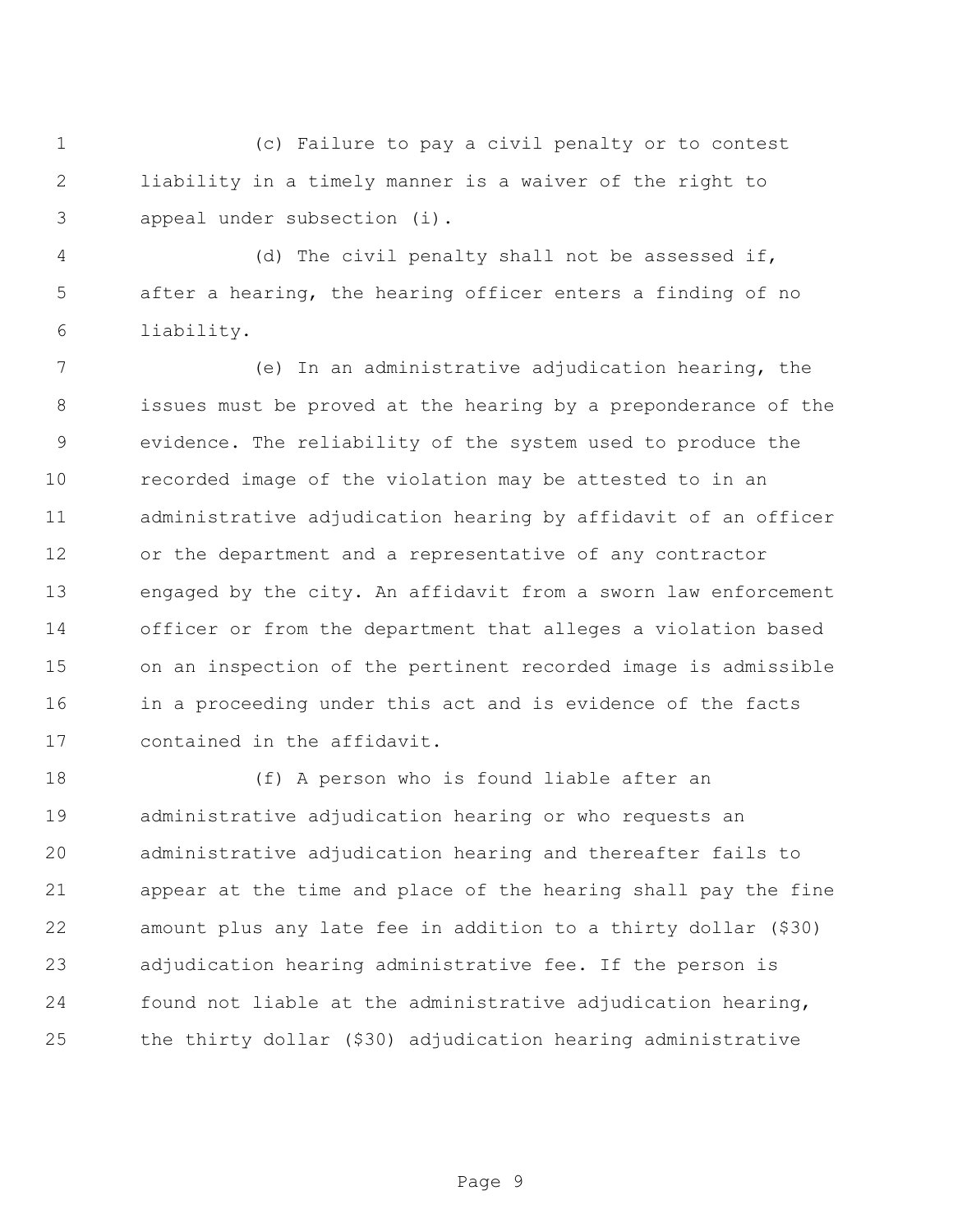(c) Failure to pay a civil penalty or to contest liability in a timely manner is a waiver of the right to appeal under subsection (i).

(d) The civil penalty shall not be assessed if, after a hearing, the hearing officer enters a finding of no liability.

(e) In an administrative adjudication hearing, the issues must be proved at the hearing by a preponderance of the evidence. The reliability of the system used to produce the recorded image of the violation may be attested to in an administrative adjudication hearing by affidavit of an officer or the department and a representative of any contractor engaged by the city. An affidavit from a sworn law enforcement officer or from the department that alleges a violation based on an inspection of the pertinent recorded image is admissible in a proceeding under this act and is evidence of the facts contained in the affidavit.

(f) A person who is found liable after an administrative adjudication hearing or who requests an administrative adjudication hearing and thereafter fails to appear at the time and place of the hearing shall pay the fine amount plus any late fee in addition to a thirty dollar ($30) adjudication hearing administrative fee. If the person is found not liable at the administrative adjudication hearing, the thirty dollar ($30) adjudication hearing administrative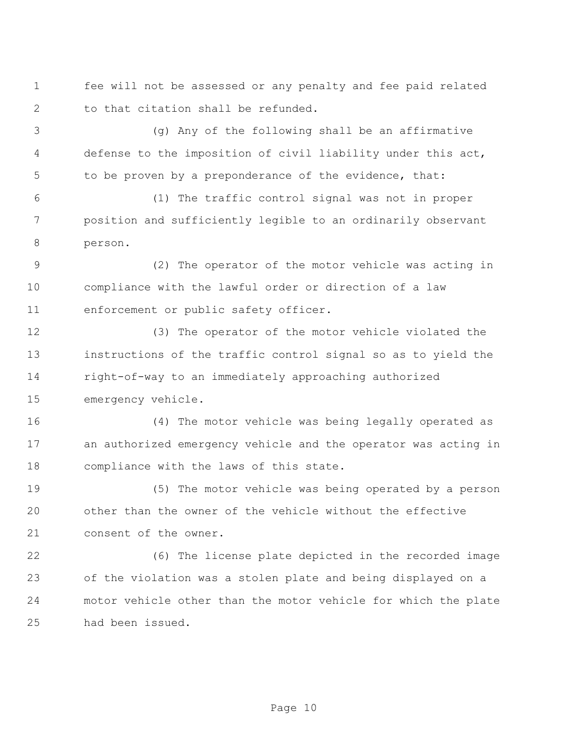fee will not be assessed or any penalty and fee paid related to that citation shall be refunded.

(g) Any of the following shall be an affirmative defense to the imposition of civil liability under this act, to be proven by a preponderance of the evidence, that:

(1) The traffic control signal was not in proper position and sufficiently legible to an ordinarily observant person.

(2) The operator of the motor vehicle was acting in compliance with the lawful order or direction of a law enforcement or public safety officer.

(3) The operator of the motor vehicle violated the instructions of the traffic control signal so as to yield the right-of-way to an immediately approaching authorized emergency vehicle.

(4) The motor vehicle was being legally operated as an authorized emergency vehicle and the operator was acting in compliance with the laws of this state.

(5) The motor vehicle was being operated by a person other than the owner of the vehicle without the effective consent of the owner.

(6) The license plate depicted in the recorded image of the violation was a stolen plate and being displayed on a motor vehicle other than the motor vehicle for which the plate had been issued.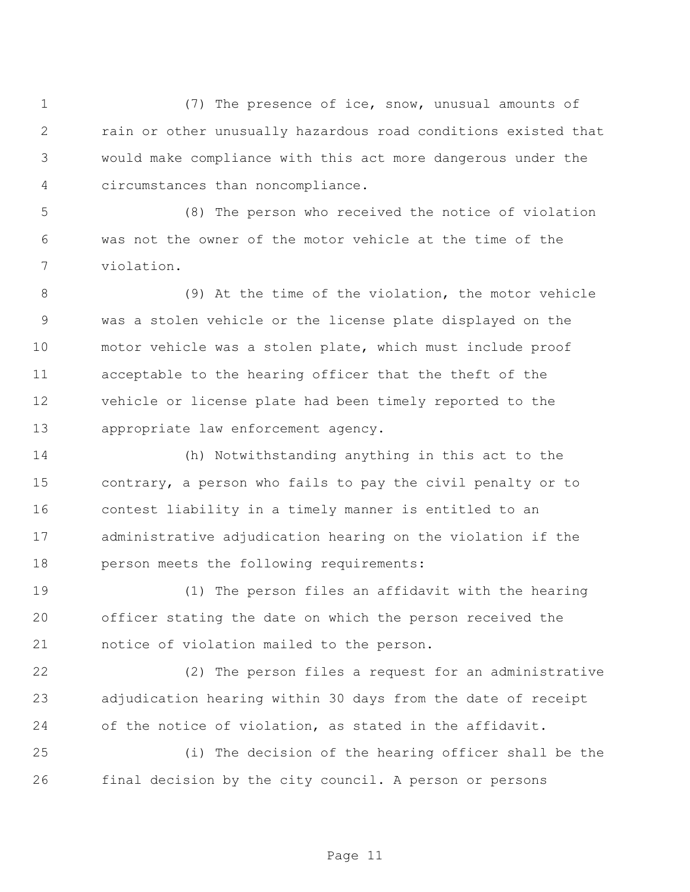(7) The presence of ice, snow, unusual amounts of rain or other unusually hazardous road conditions existed that would make compliance with this act more dangerous under the circumstances than noncompliance.

(8) The person who received the notice of violation was not the owner of the motor vehicle at the time of the violation.

(9) At the time of the violation, the motor vehicle was a stolen vehicle or the license plate displayed on the motor vehicle was a stolen plate, which must include proof acceptable to the hearing officer that the theft of the vehicle or license plate had been timely reported to the appropriate law enforcement agency.

(h) Notwithstanding anything in this act to the contrary, a person who fails to pay the civil penalty or to contest liability in a timely manner is entitled to an administrative adjudication hearing on the violation if the person meets the following requirements:

(1) The person files an affidavit with the hearing officer stating the date on which the person received the notice of violation mailed to the person.

(2) The person files a request for an administrative adjudication hearing within 30 days from the date of receipt of the notice of violation, as stated in the affidavit.

(i) The decision of the hearing officer shall be the final decision by the city council. A person or persons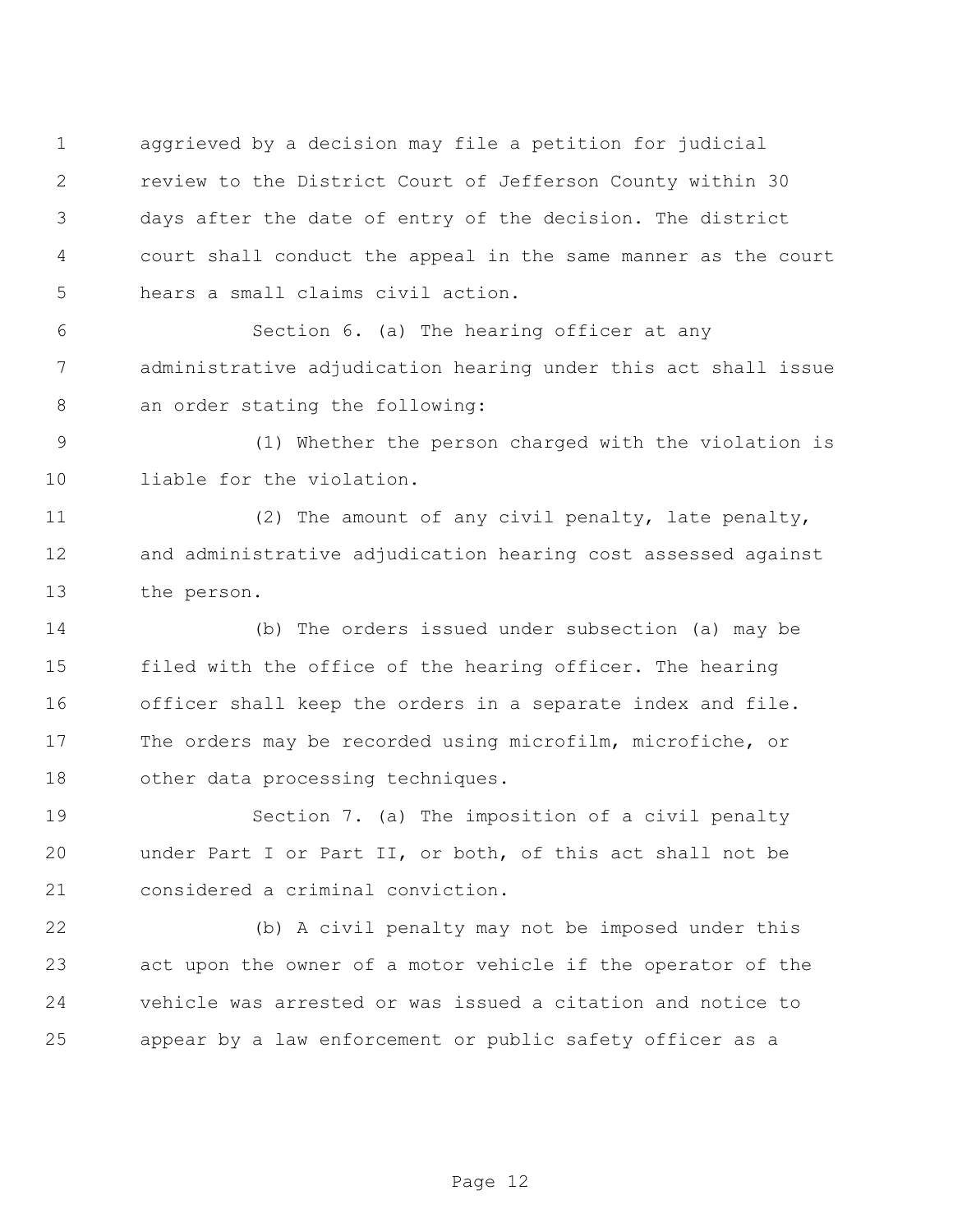aggrieved by a decision may file a petition for judicial review to the District Court of Jefferson County within 30 days after the date of entry of the decision. The district court shall conduct the appeal in the same manner as the court hears a small claims civil action.

Section 6. (a) The hearing officer at any administrative adjudication hearing under this act shall issue an order stating the following:

(1) Whether the person charged with the violation is liable for the violation.

(2) The amount of any civil penalty, late penalty, and administrative adjudication hearing cost assessed against the person.

(b) The orders issued under subsection (a) may be filed with the office of the hearing officer. The hearing officer shall keep the orders in a separate index and file. The orders may be recorded using microfilm, microfiche, or other data processing techniques.

Section 7. (a) The imposition of a civil penalty under Part I or Part II, or both, of this act shall not be considered a criminal conviction.

(b) A civil penalty may not be imposed under this act upon the owner of a motor vehicle if the operator of the vehicle was arrested or was issued a citation and notice to appear by a law enforcement or public safety officer as a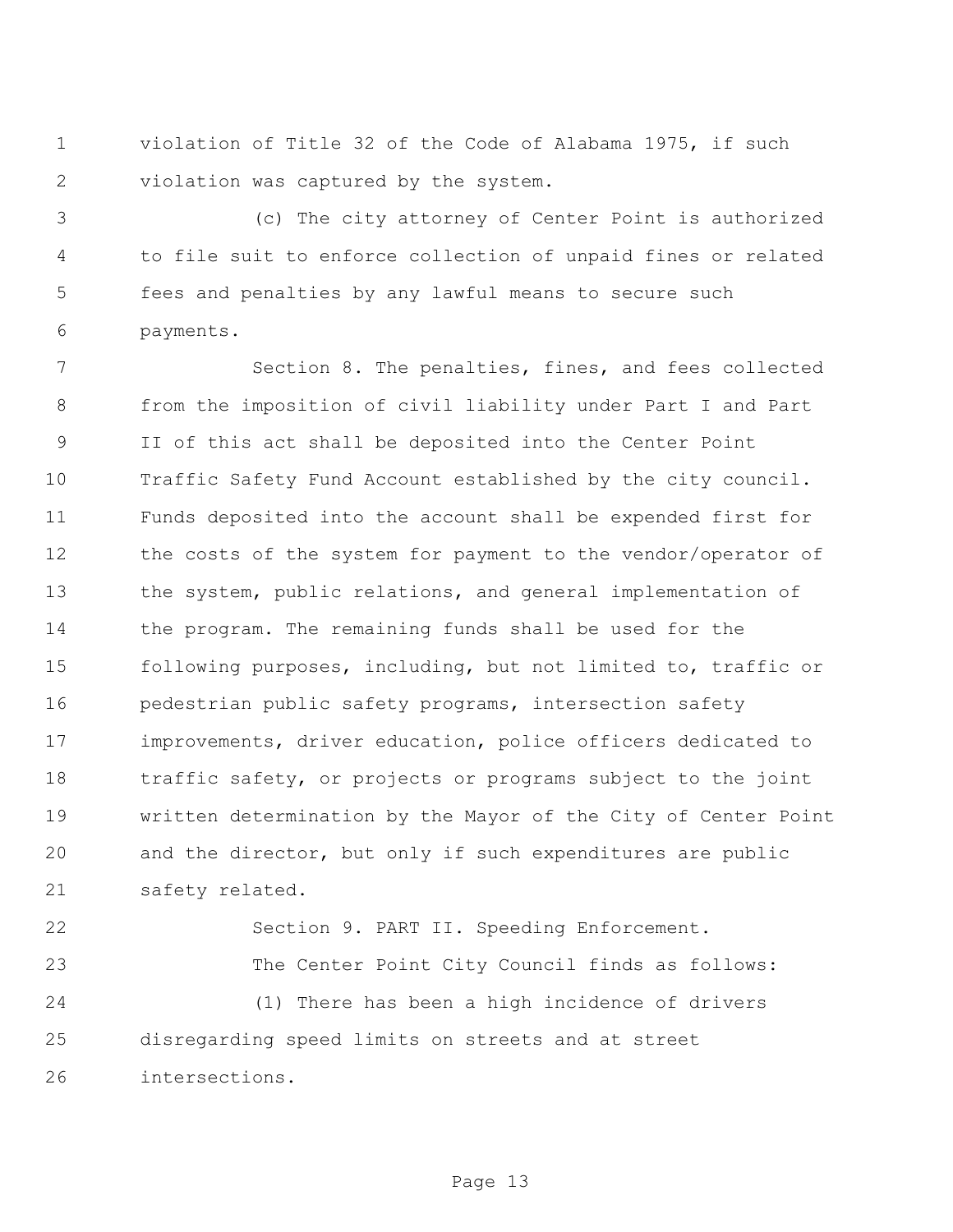violation of Title 32 of the Code of Alabama 1975, if such violation was captured by the system.

(c) The city attorney of Center Point is authorized to file suit to enforce collection of unpaid fines or related fees and penalties by any lawful means to secure such payments.

Section 8. The penalties, fines, and fees collected from the imposition of civil liability under Part I and Part II of this act shall be deposited into the Center Point Traffic Safety Fund Account established by the city council. Funds deposited into the account shall be expended first for the costs of the system for payment to the vendor/operator of the system, public relations, and general implementation of the program. The remaining funds shall be used for the following purposes, including, but not limited to, traffic or pedestrian public safety programs, intersection safety improvements, driver education, police officers dedicated to traffic safety, or projects or programs subject to the joint written determination by the Mayor of the City of Center Point and the director, but only if such expenditures are public safety related.

Section 9. PART II. Speeding Enforcement.

The Center Point City Council finds as follows:

(1) There has been a high incidence of drivers disregarding speed limits on streets and at street intersections.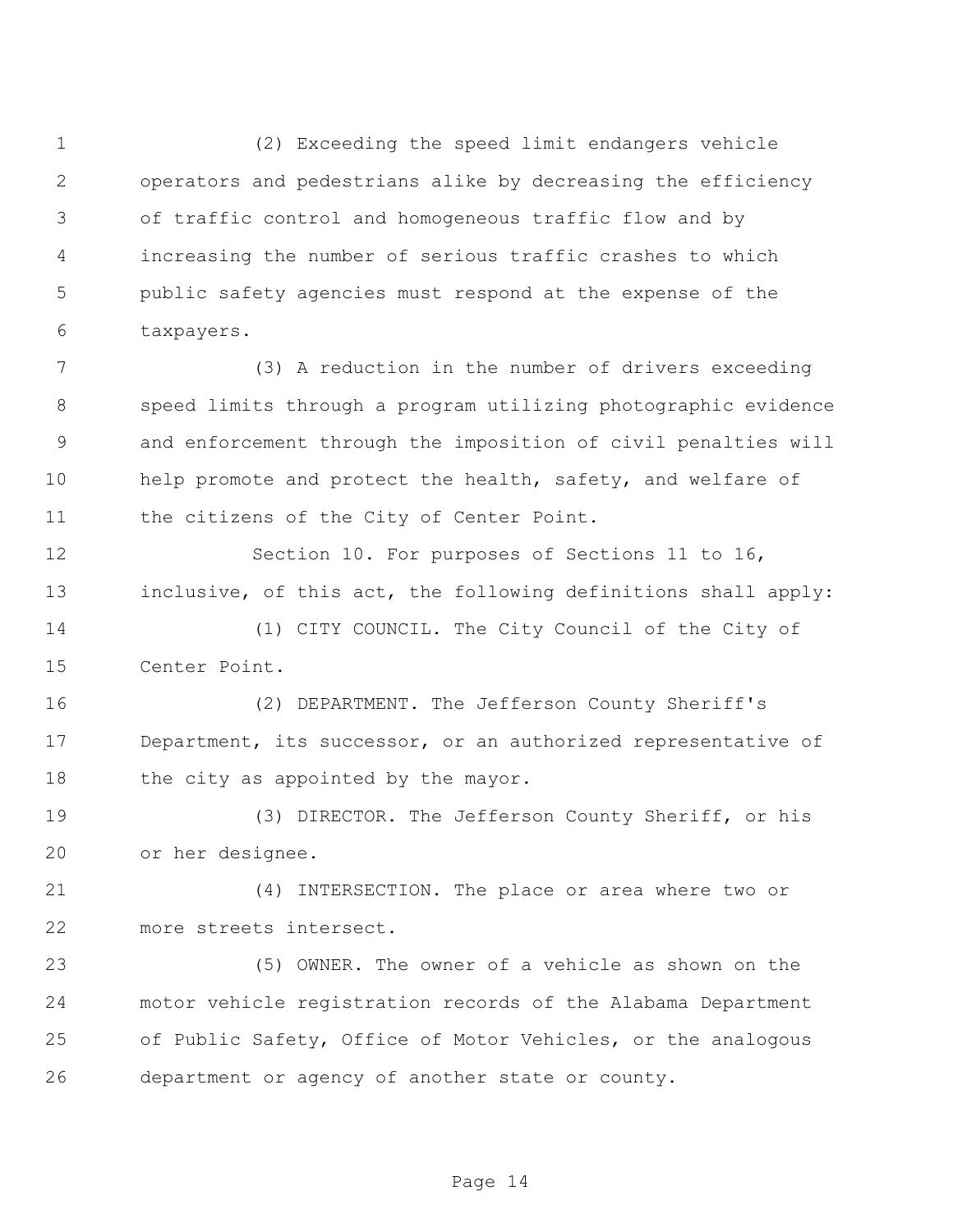(2) Exceeding the speed limit endangers vehicle operators and pedestrians alike by decreasing the efficiency of traffic control and homogeneous traffic flow and by increasing the number of serious traffic crashes to which public safety agencies must respond at the expense of the taxpayers.

(3) A reduction in the number of drivers exceeding speed limits through a program utilizing photographic evidence and enforcement through the imposition of civil penalties will help promote and protect the health, safety, and welfare of the citizens of the City of Center Point.

Section 10. For purposes of Sections 11 to 16, inclusive, of this act, the following definitions shall apply:

(1) CITY COUNCIL. The City Council of the City of Center Point.

(2) DEPARTMENT. The Jefferson County Sheriff's Department, its successor, or an authorized representative of the city as appointed by the mayor.

(3) DIRECTOR. The Jefferson County Sheriff, or his or her designee.

(4) INTERSECTION. The place or area where two or more streets intersect.

(5) OWNER. The owner of a vehicle as shown on the motor vehicle registration records of the Alabama Department of Public Safety, Office of Motor Vehicles, or the analogous department or agency of another state or county.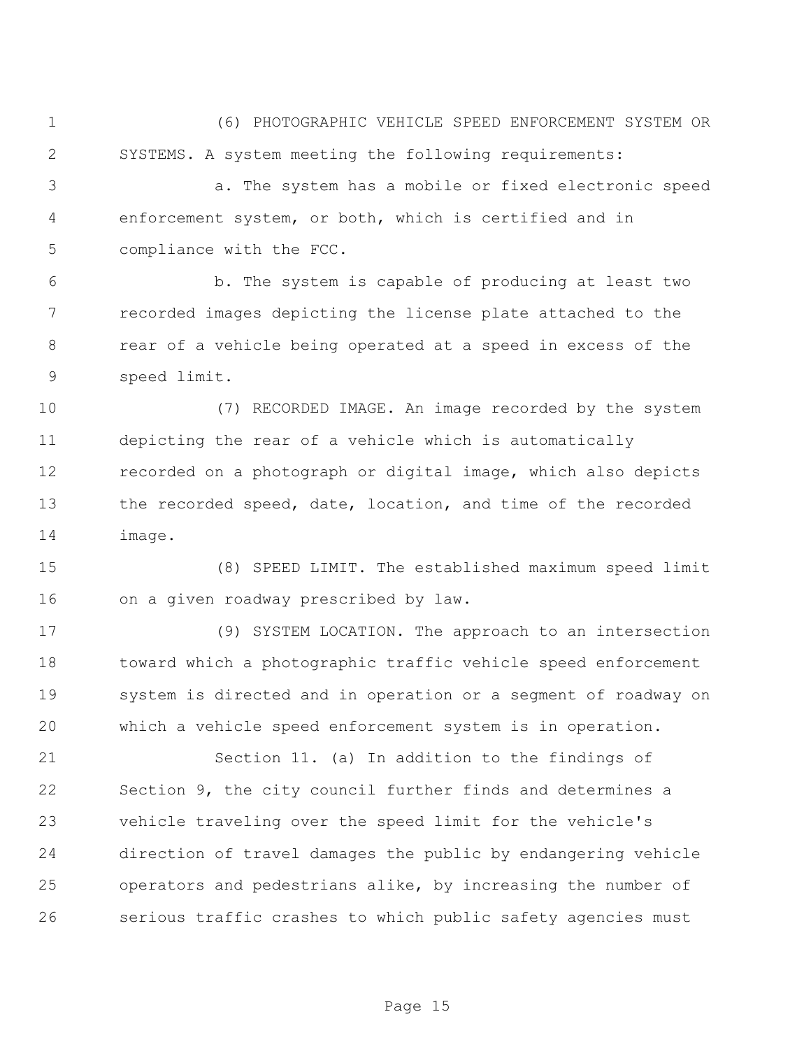(6) PHOTOGRAPHIC VEHICLE SPEED ENFORCEMENT SYSTEM OR SYSTEMS. A system meeting the following requirements:

a. The system has a mobile or fixed electronic speed enforcement system, or both, which is certified and in compliance with the FCC.

b. The system is capable of producing at least two recorded images depicting the license plate attached to the rear of a vehicle being operated at a speed in excess of the speed limit.

(7) RECORDED IMAGE. An image recorded by the system depicting the rear of a vehicle which is automatically recorded on a photograph or digital image, which also depicts the recorded speed, date, location, and time of the recorded image.

(8) SPEED LIMIT. The established maximum speed limit on a given roadway prescribed by law.

(9) SYSTEM LOCATION. The approach to an intersection toward which a photographic traffic vehicle speed enforcement system is directed and in operation or a segment of roadway on which a vehicle speed enforcement system is in operation.

Section 11. (a) In addition to the findings of Section 9, the city council further finds and determines a vehicle traveling over the speed limit for the vehicle's direction of travel damages the public by endangering vehicle operators and pedestrians alike, by increasing the number of serious traffic crashes to which public safety agencies must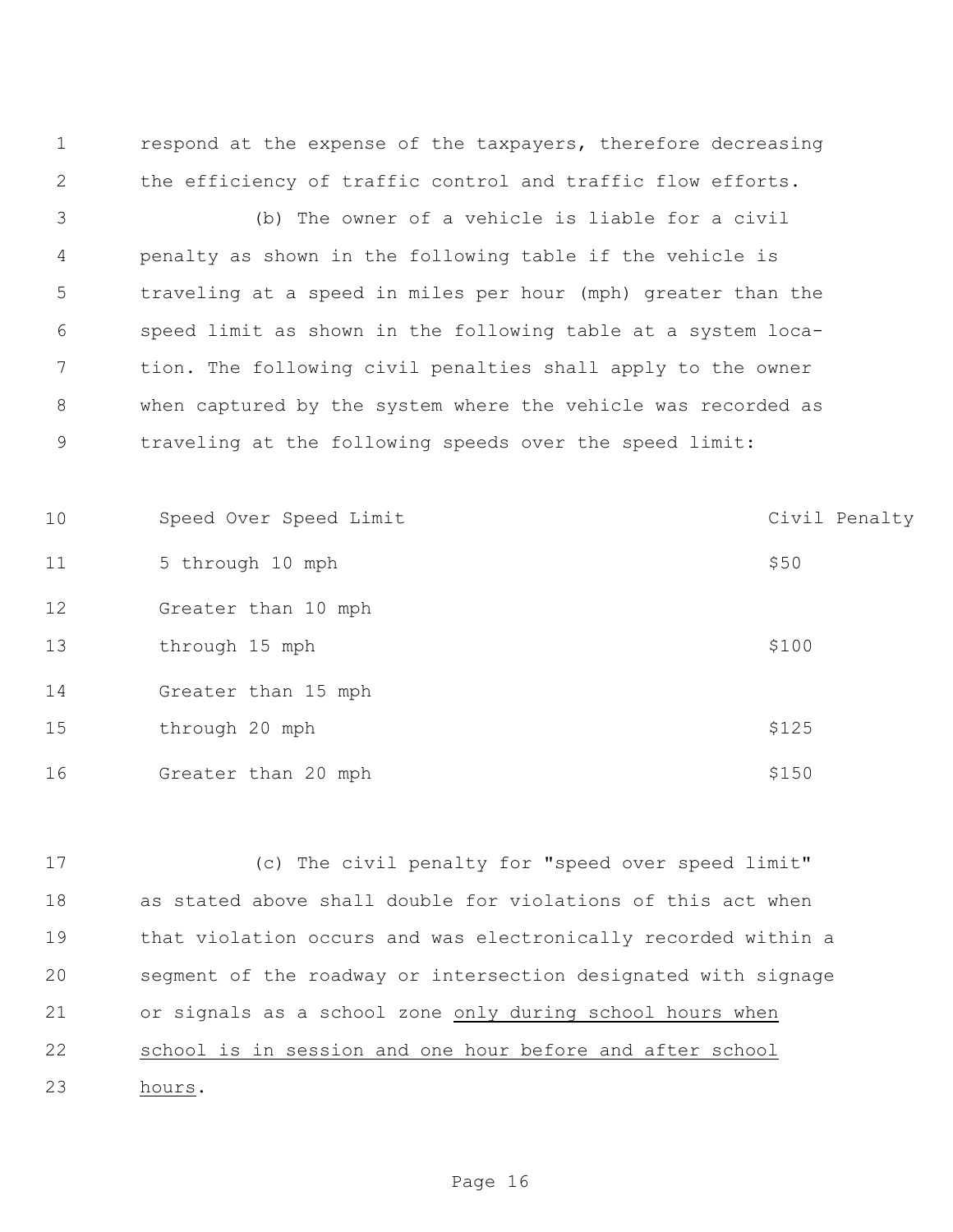respond at the expense of the taxpayers, therefore decreasing the efficiency of traffic control and traffic flow efforts.

(b) The owner of a vehicle is liable for a civil penalty as shown in the following table if the vehicle is traveling at a speed in miles per hour (mph) greater than the speed limit as shown in the following table at a system location. The following civil penalties shall apply to the owner when captured by the system where the vehicle was recorded as traveling at the following speeds over the speed limit:

| Speed Over Speed Limit | Civil Penalty |
|---|---|
| 5 through 10 mph | $50 |
| Greater than 10 mph through 15 mph | $100 |
| Greater than 15 mph through 20 mph | $125 |
| Greater than 20 mph | $150 |

(c) The civil penalty for "speed over speed limit" as stated above shall double for violations of this act when that violation occurs and was electronically recorded within a segment of the roadway or intersection designated with signage or signals as a school zone <u>only during school hours when school is in session and one hour before and after school hours</u>.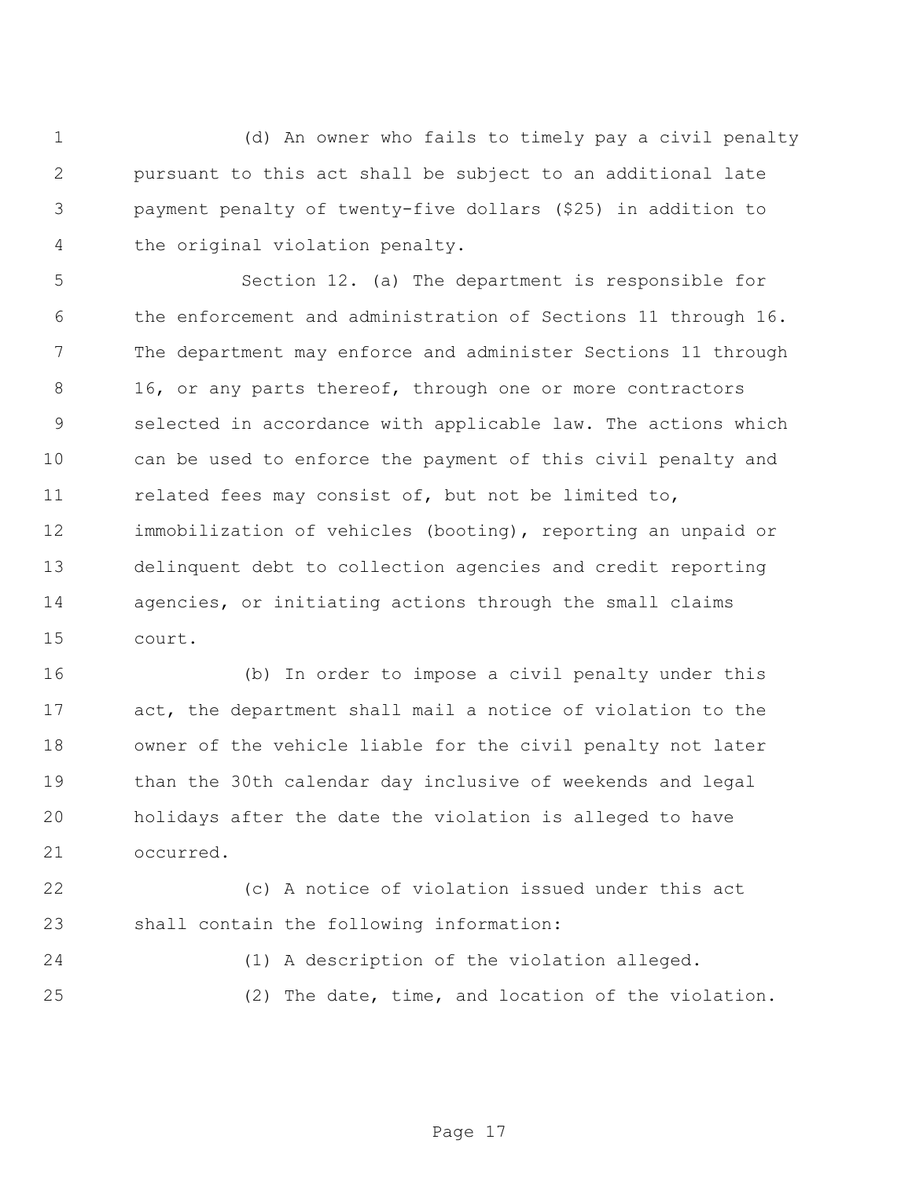(d) An owner who fails to timely pay a civil penalty pursuant to this act shall be subject to an additional late payment penalty of twenty-five dollars ($25) in addition to the original violation penalty.

Section 12. (a) The department is responsible for the enforcement and administration of Sections 11 through 16. The department may enforce and administer Sections 11 through 16, or any parts thereof, through one or more contractors selected in accordance with applicable law. The actions which can be used to enforce the payment of this civil penalty and related fees may consist of, but not be limited to, immobilization of vehicles (booting), reporting an unpaid or delinquent debt to collection agencies and credit reporting agencies, or initiating actions through the small claims court.

(b) In order to impose a civil penalty under this act, the department shall mail a notice of violation to the owner of the vehicle liable for the civil penalty not later than the 30th calendar day inclusive of weekends and legal holidays after the date the violation is alleged to have occurred.

(c) A notice of violation issued under this act shall contain the following information:

(1) A description of the violation alleged.

(2) The date, time, and location of the violation.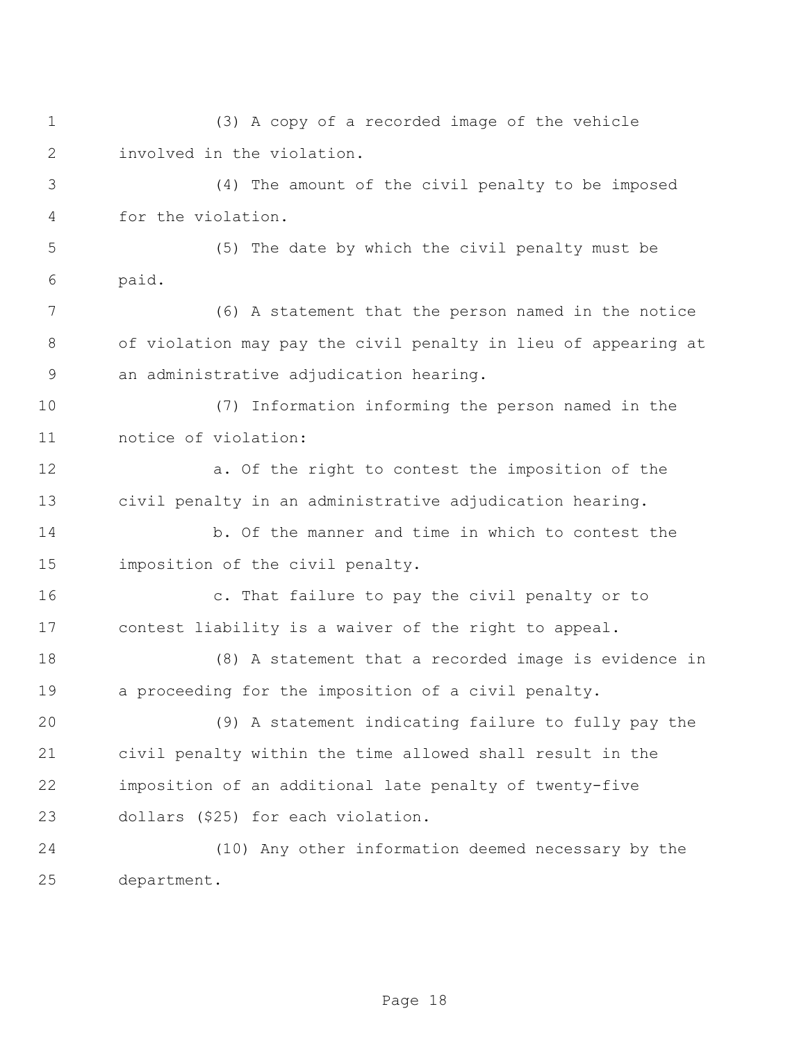(3) A copy of a recorded image of the vehicle involved in the violation.

(4) The amount of the civil penalty to be imposed for the violation.

(5) The date by which the civil penalty must be paid.

(6) A statement that the person named in the notice of violation may pay the civil penalty in lieu of appearing at an administrative adjudication hearing.

(7) Information informing the person named in the notice of violation:

a. Of the right to contest the imposition of the civil penalty in an administrative adjudication hearing.

b. Of the manner and time in which to contest the imposition of the civil penalty.

c. That failure to pay the civil penalty or to contest liability is a waiver of the right to appeal.

(8) A statement that a recorded image is evidence in a proceeding for the imposition of a civil penalty.

(9) A statement indicating failure to fully pay the civil penalty within the time allowed shall result in the imposition of an additional late penalty of twenty-five dollars ($25) for each violation.

(10) Any other information deemed necessary by the department.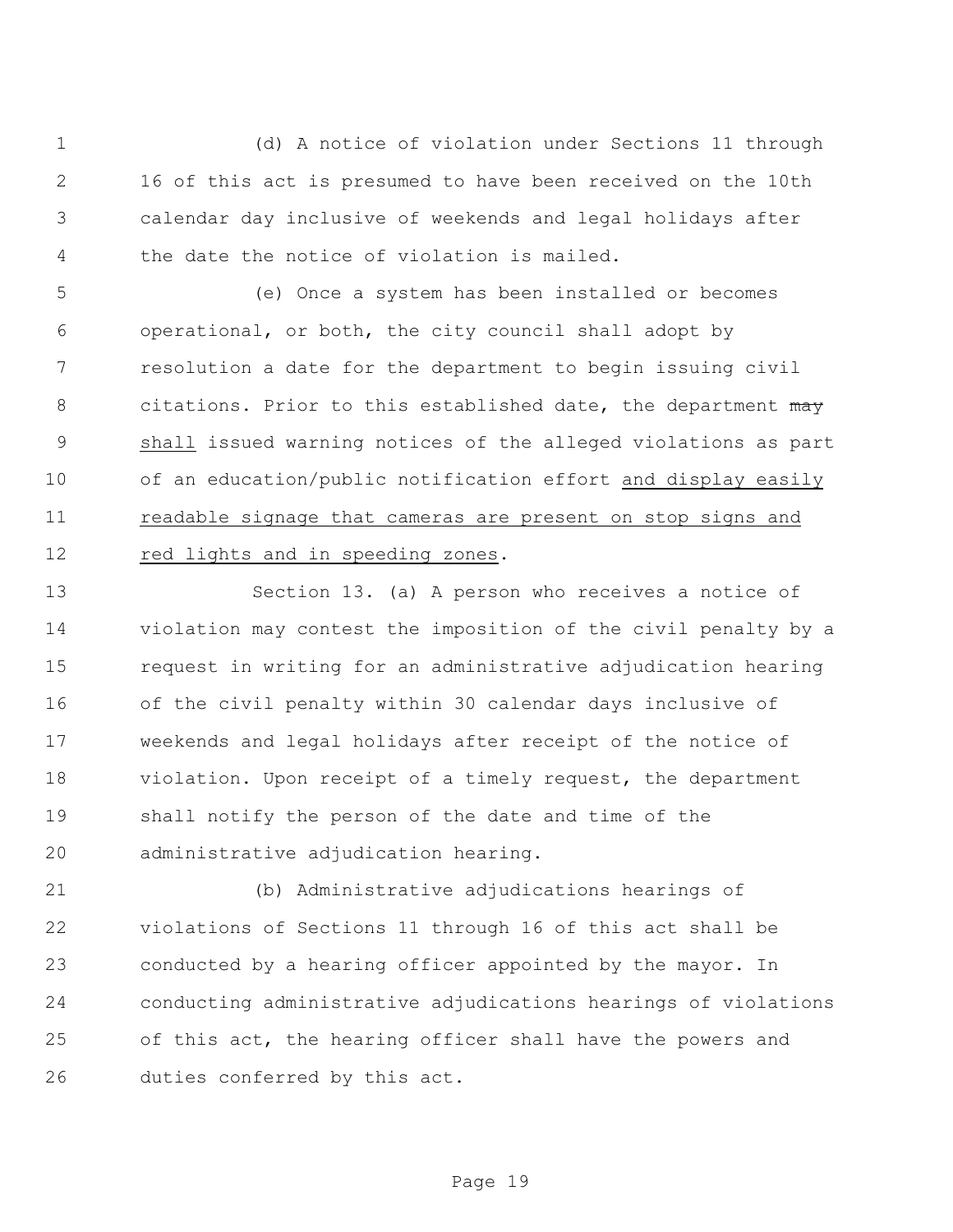(d) A notice of violation under Sections 11 through 16 of this act is presumed to have been received on the 10th calendar day inclusive of weekends and legal holidays after the date the notice of violation is mailed.

(e) Once a system has been installed or becomes operational, or both, the city council shall adopt by resolution a date for the department to begin issuing civil citations. Prior to this established date, the department ~~may~~ shall issued warning notices of the alleged violations as part of an education/public notification effort and display easily readable signage that cameras are present on stop signs and red lights and in speeding zones.

Section 13. (a) A person who receives a notice of violation may contest the imposition of the civil penalty by a request in writing for an administrative adjudication hearing of the civil penalty within 30 calendar days inclusive of weekends and legal holidays after receipt of the notice of violation. Upon receipt of a timely request, the department shall notify the person of the date and time of the administrative adjudication hearing.

(b) Administrative adjudications hearings of violations of Sections 11 through 16 of this act shall be conducted by a hearing officer appointed by the mayor. In conducting administrative adjudications hearings of violations of this act, the hearing officer shall have the powers and duties conferred by this act.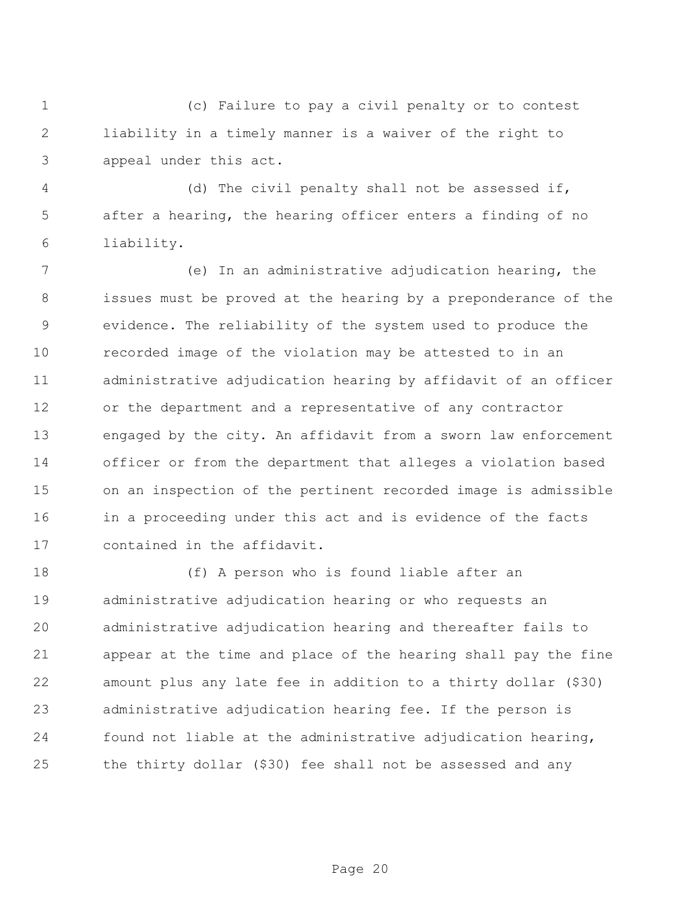(c) Failure to pay a civil penalty or to contest liability in a timely manner is a waiver of the right to appeal under this act.

(d) The civil penalty shall not be assessed if, after a hearing, the hearing officer enters a finding of no liability.

(e) In an administrative adjudication hearing, the issues must be proved at the hearing by a preponderance of the evidence. The reliability of the system used to produce the recorded image of the violation may be attested to in an administrative adjudication hearing by affidavit of an officer or the department and a representative of any contractor engaged by the city. An affidavit from a sworn law enforcement officer or from the department that alleges a violation based on an inspection of the pertinent recorded image is admissible in a proceeding under this act and is evidence of the facts contained in the affidavit.

(f) A person who is found liable after an administrative adjudication hearing or who requests an administrative adjudication hearing and thereafter fails to appear at the time and place of the hearing shall pay the fine amount plus any late fee in addition to a thirty dollar ($30) administrative adjudication hearing fee. If the person is found not liable at the administrative adjudication hearing, the thirty dollar ($30) fee shall not be assessed and any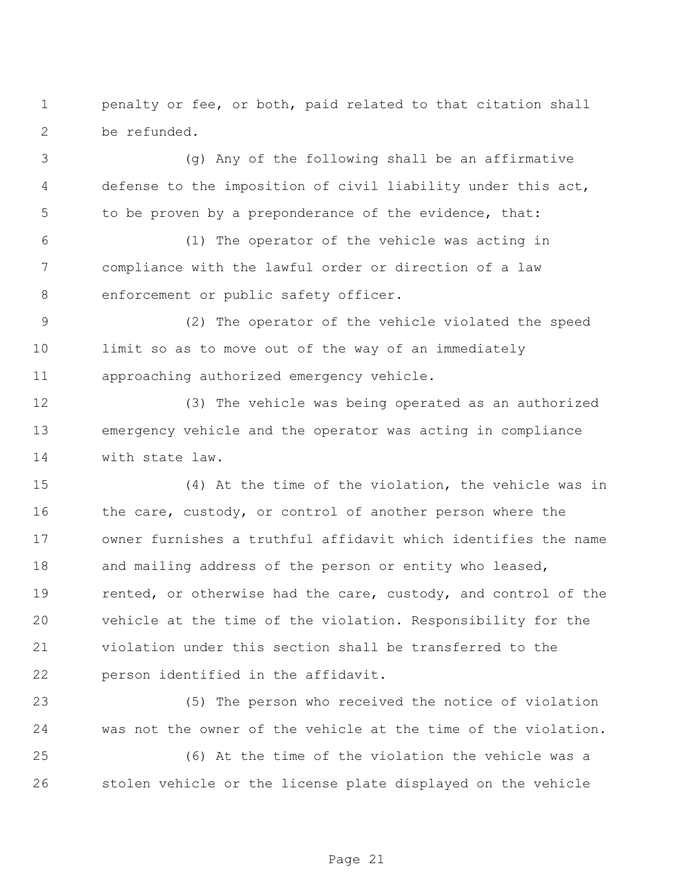penalty or fee, or both, paid related to that citation shall be refunded.

(g) Any of the following shall be an affirmative defense to the imposition of civil liability under this act, to be proven by a preponderance of the evidence, that:

(1) The operator of the vehicle was acting in compliance with the lawful order or direction of a law enforcement or public safety officer.

(2) The operator of the vehicle violated the speed limit so as to move out of the way of an immediately approaching authorized emergency vehicle.

(3) The vehicle was being operated as an authorized emergency vehicle and the operator was acting in compliance with state law.

(4) At the time of the violation, the vehicle was in the care, custody, or control of another person where the owner furnishes a truthful affidavit which identifies the name and mailing address of the person or entity who leased, rented, or otherwise had the care, custody, and control of the vehicle at the time of the violation. Responsibility for the violation under this section shall be transferred to the person identified in the affidavit.

(5) The person who received the notice of violation was not the owner of the vehicle at the time of the violation.

(6) At the time of the violation the vehicle was a stolen vehicle or the license plate displayed on the vehicle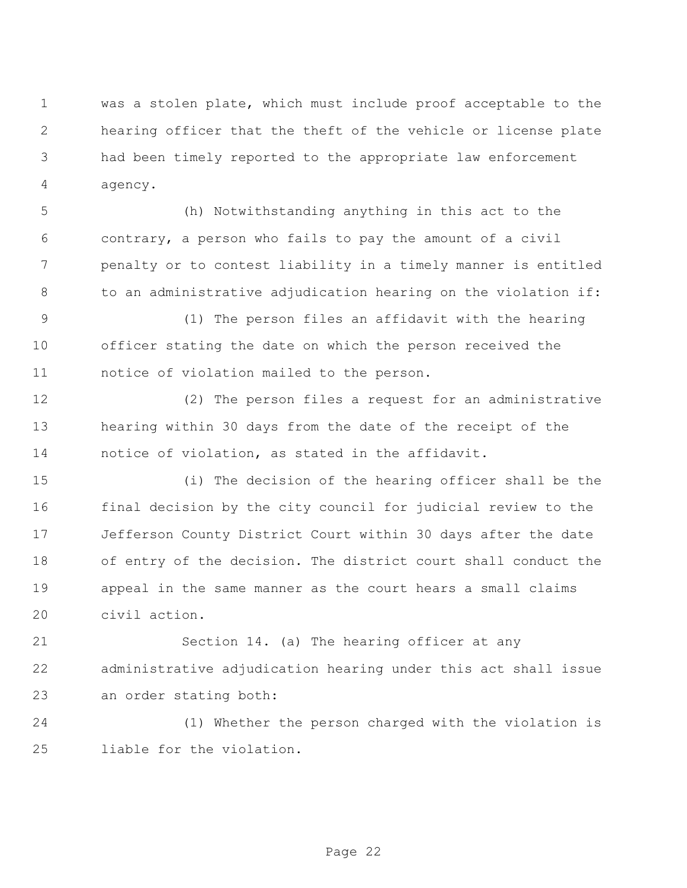was a stolen plate, which must include proof acceptable to the hearing officer that the theft of the vehicle or license plate had been timely reported to the appropriate law enforcement agency.

(h) Notwithstanding anything in this act to the contrary, a person who fails to pay the amount of a civil penalty or to contest liability in a timely manner is entitled to an administrative adjudication hearing on the violation if:

(1) The person files an affidavit with the hearing officer stating the date on which the person received the notice of violation mailed to the person.

(2) The person files a request for an administrative hearing within 30 days from the date of the receipt of the notice of violation, as stated in the affidavit.

(i) The decision of the hearing officer shall be the final decision by the city council for judicial review to the Jefferson County District Court within 30 days after the date of entry of the decision. The district court shall conduct the appeal in the same manner as the court hears a small claims civil action.

Section 14. (a) The hearing officer at any administrative adjudication hearing under this act shall issue an order stating both:

(1) Whether the person charged with the violation is liable for the violation.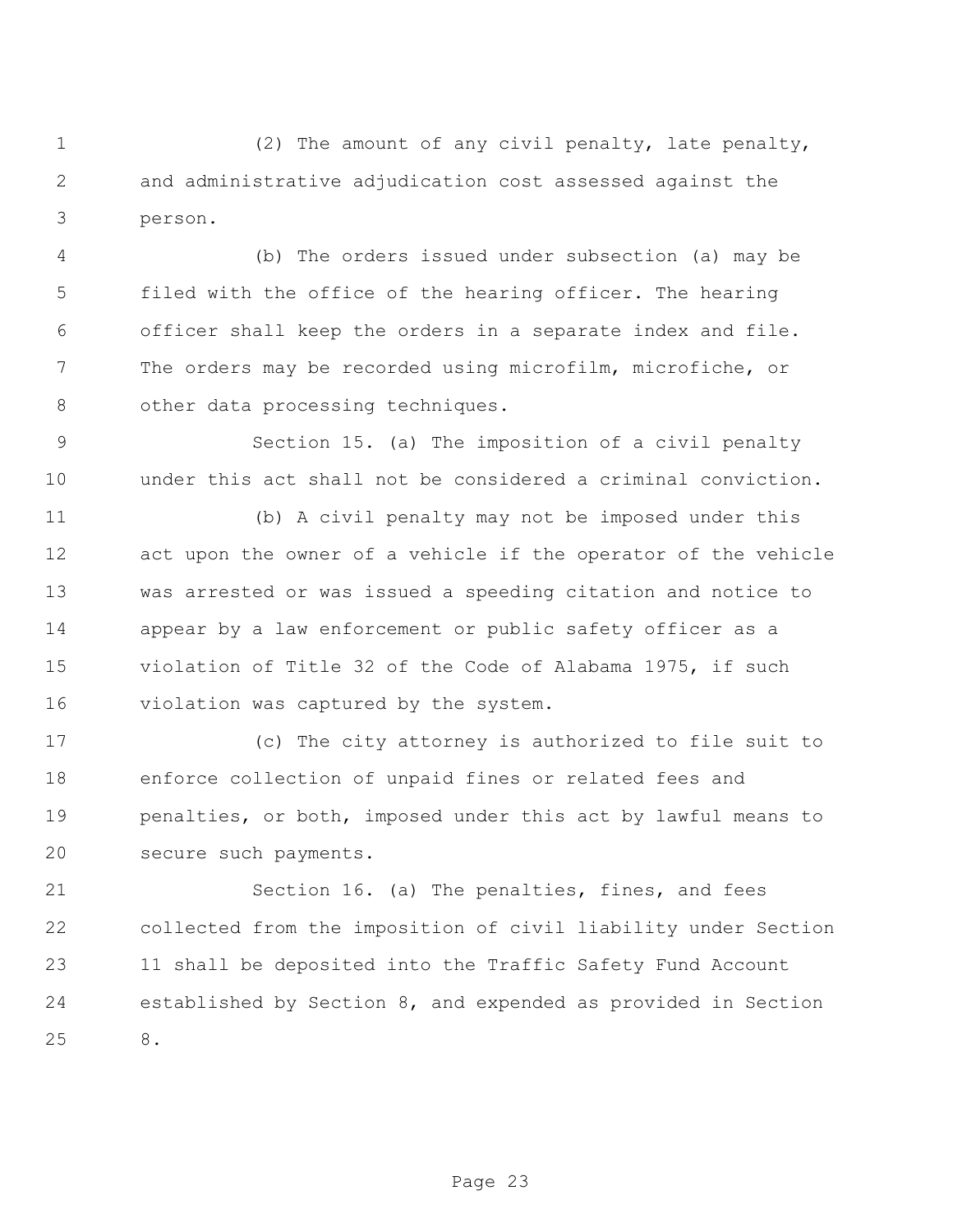(2) The amount of any civil penalty, late penalty, and administrative adjudication cost assessed against the person.

(b) The orders issued under subsection (a) may be filed with the office of the hearing officer. The hearing officer shall keep the orders in a separate index and file. The orders may be recorded using microfilm, microfiche, or other data processing techniques.

Section 15. (a) The imposition of a civil penalty under this act shall not be considered a criminal conviction.

(b) A civil penalty may not be imposed under this act upon the owner of a vehicle if the operator of the vehicle was arrested or was issued a speeding citation and notice to appear by a law enforcement or public safety officer as a violation of Title 32 of the Code of Alabama 1975, if such violation was captured by the system.

(c) The city attorney is authorized to file suit to enforce collection of unpaid fines or related fees and penalties, or both, imposed under this act by lawful means to secure such payments.

Section 16. (a) The penalties, fines, and fees collected from the imposition of civil liability under Section 11 shall be deposited into the Traffic Safety Fund Account established by Section 8, and expended as provided in Section 8.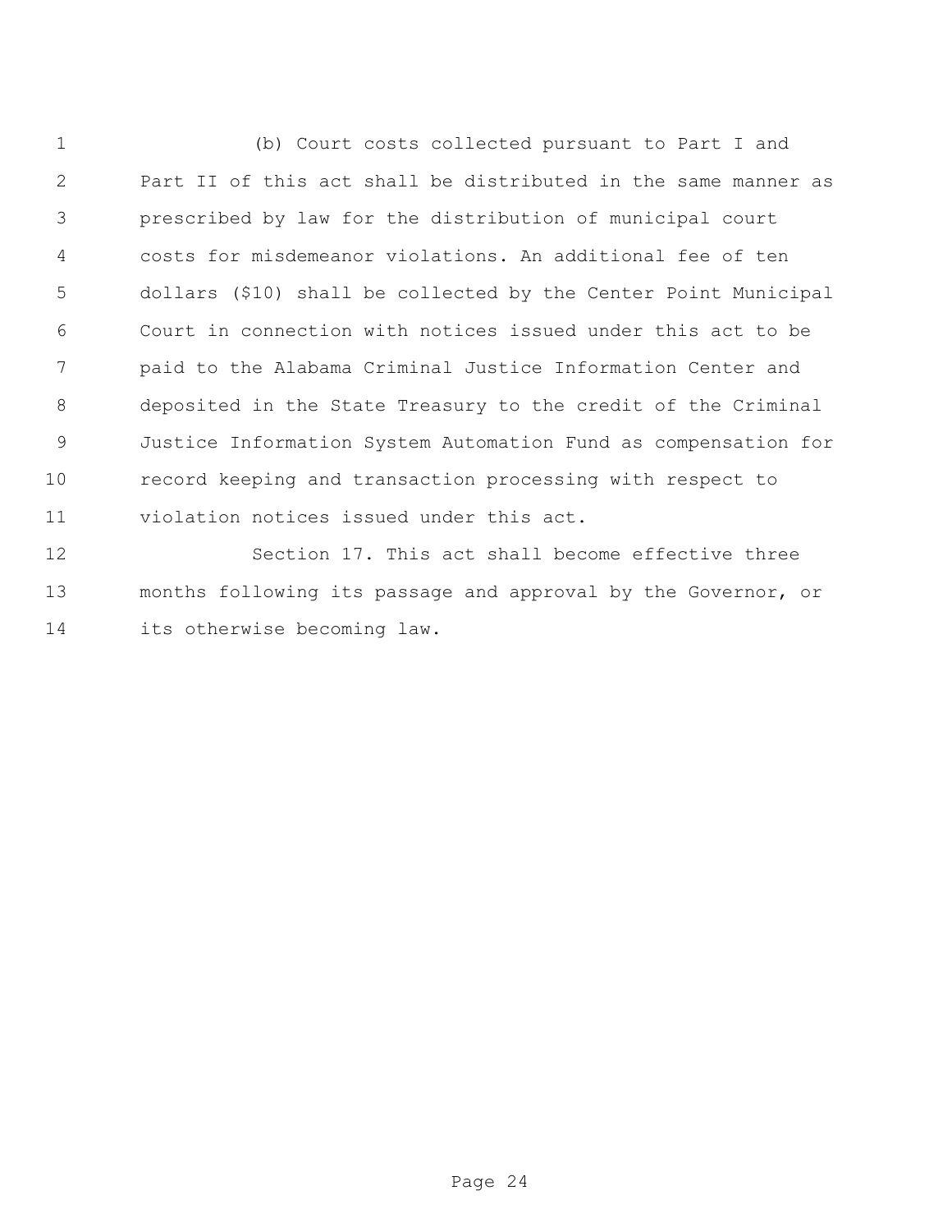(b) Court costs collected pursuant to Part I and Part II of this act shall be distributed in the same manner as prescribed by law for the distribution of municipal court costs for misdemeanor violations. An additional fee of ten dollars ($10) shall be collected by the Center Point Municipal Court in connection with notices issued under this act to be paid to the Alabama Criminal Justice Information Center and deposited in the State Treasury to the credit of the Criminal Justice Information System Automation Fund as compensation for record keeping and transaction processing with respect to violation notices issued under this act.

Section 17. This act shall become effective three months following its passage and approval by the Governor, or its otherwise becoming law.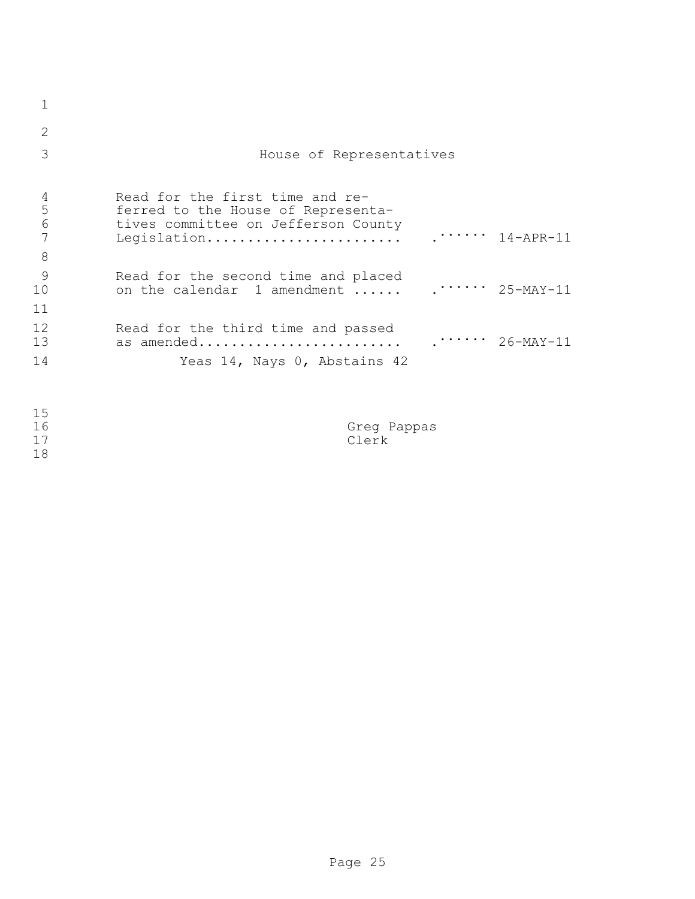House of Representatives

Read for the first time and referred to the House of Representatives committee on Jefferson County Legislation....................... 14-APR-11

Read for the second time and placed on the calendar 1 amendment ...... 25-MAY-11

Read for the third time and passed as amended........................ 26-MAY-11

Yeas 14, Nays 0, Abstains 42

Greg Pappas
Clerk